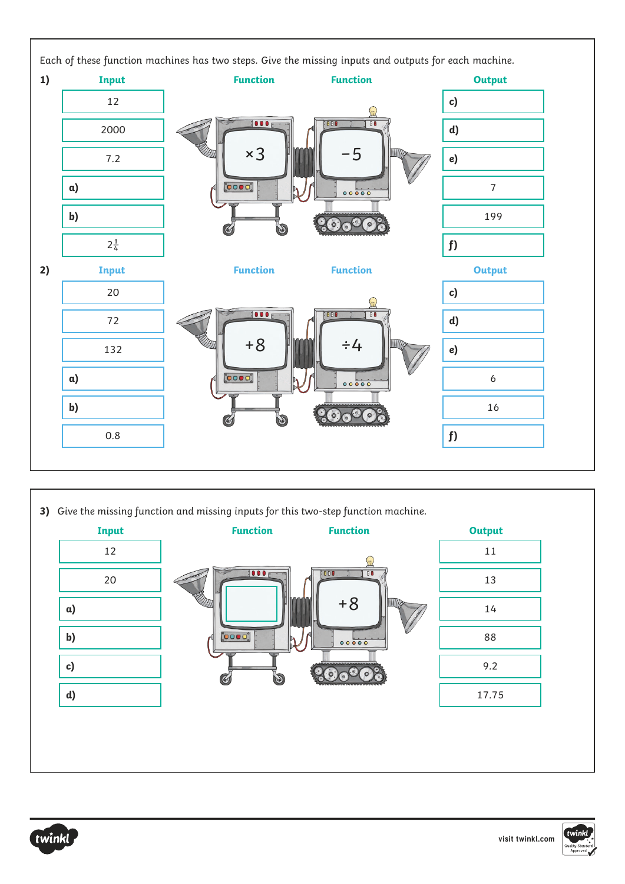Each of these function machines has two steps. Give the missing inputs and outputs for each machine.

**1)**

| Input | Function | Function | Output |
|---|---|---|---|
| 12 | $\times 3$ | $-5$ | **c)** |
| 2000 | | | **d)** |
| 7.2 | | | **e)** |
| **a)** | | | 7 |
| **b)** | | | 199 |
| $2\frac{1}{4}$ | | | **f)** |

**2)**

| Input | Function | Function | Output |
|---|---|---|---|
| 20 | $+8$ | $\div 4$ | **c)** |
| 72 | | | **d)** |
| 132 | | | **e)** |
| **a)** | | | 6 |
| **b)** | | | 16 |
| 0.8 | | | **f)** |

**3)** Give the missing function and missing inputs for this two-step function machine.

| Input | Function | Function | Output |
|---|---|---|---|
| 12 | | $+8$ | 11 |
| 20 | | | 13 |
| **a)** | | | 14 |
| **b)** | | | 88 |
| **c)** | | | 9.2 |
| **d)** | | | 17.75 |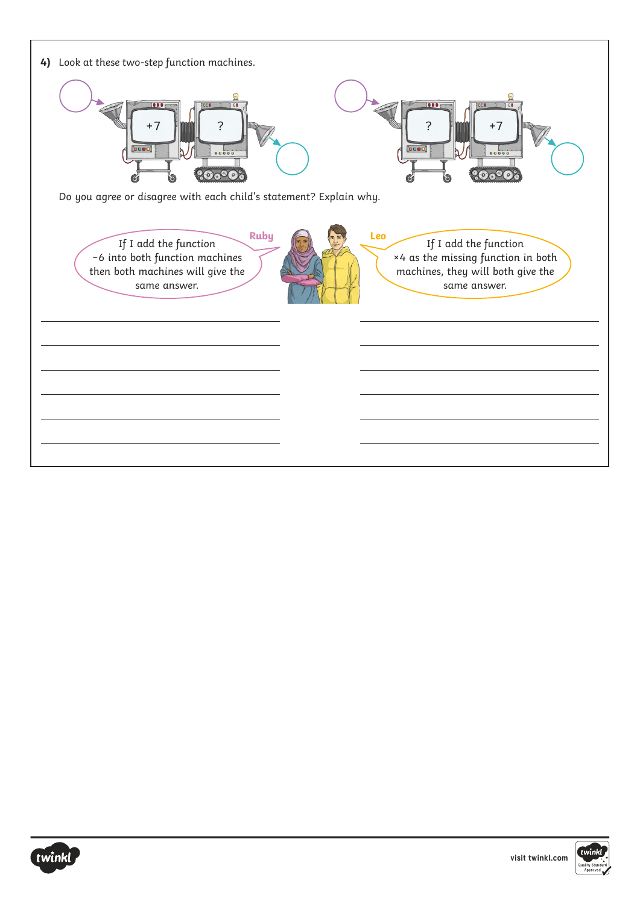**4)** Look at these two-step function machines.

Machine 1: +7 → ?

Machine 2: ? → +7

Do you agree or disagree with each child's statement? Explain why.

**Ruby:** If I add the function −6 into both function machines then both machines will give the same answer.

**Leo:** If I add the function ×4 as the missing function in both machines, they will both give the same answer.

______________________________________________

______________________________________________

______________________________________________

______________________________________________

______________________________________________

______________________________________________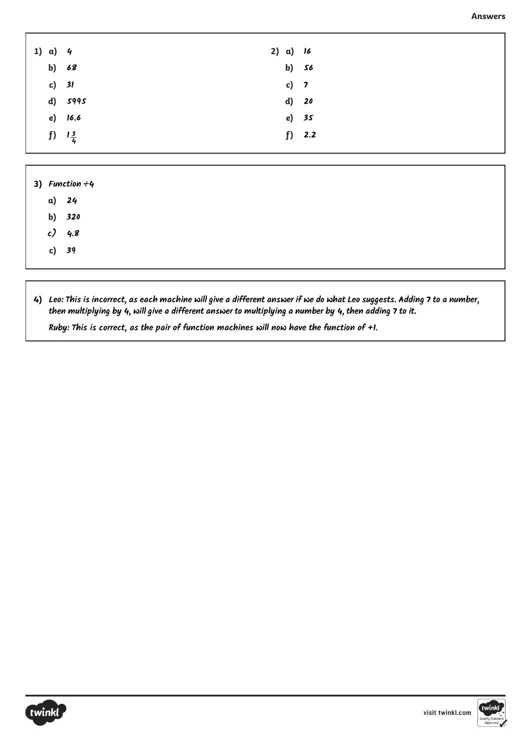**Answers**

**1)**
- **a)** 4
- **b)** 68
- **c)** 31
- **d)** 5995
- **e)** 16.6
- **f)** $1\frac{3}{4}$

**2)**
- **a)** 16
- **b)** 56
- **c)** 7
- **d)** 20
- **e)** 35
- **f)** 2.2

**3)** Function ÷4
- **a)** 24
- **b)** 320
- **c)** 4.8
- **c)** 39

**4)** Leo: This is incorrect, as each machine will give a different answer if we do what Leo suggests. Adding 7 to a number, then multiplying by 4, will give a different answer to multiplying a number by 4, then adding 7 to it.

Ruby: This is correct, as the pair of function machines will now have the function of +1.